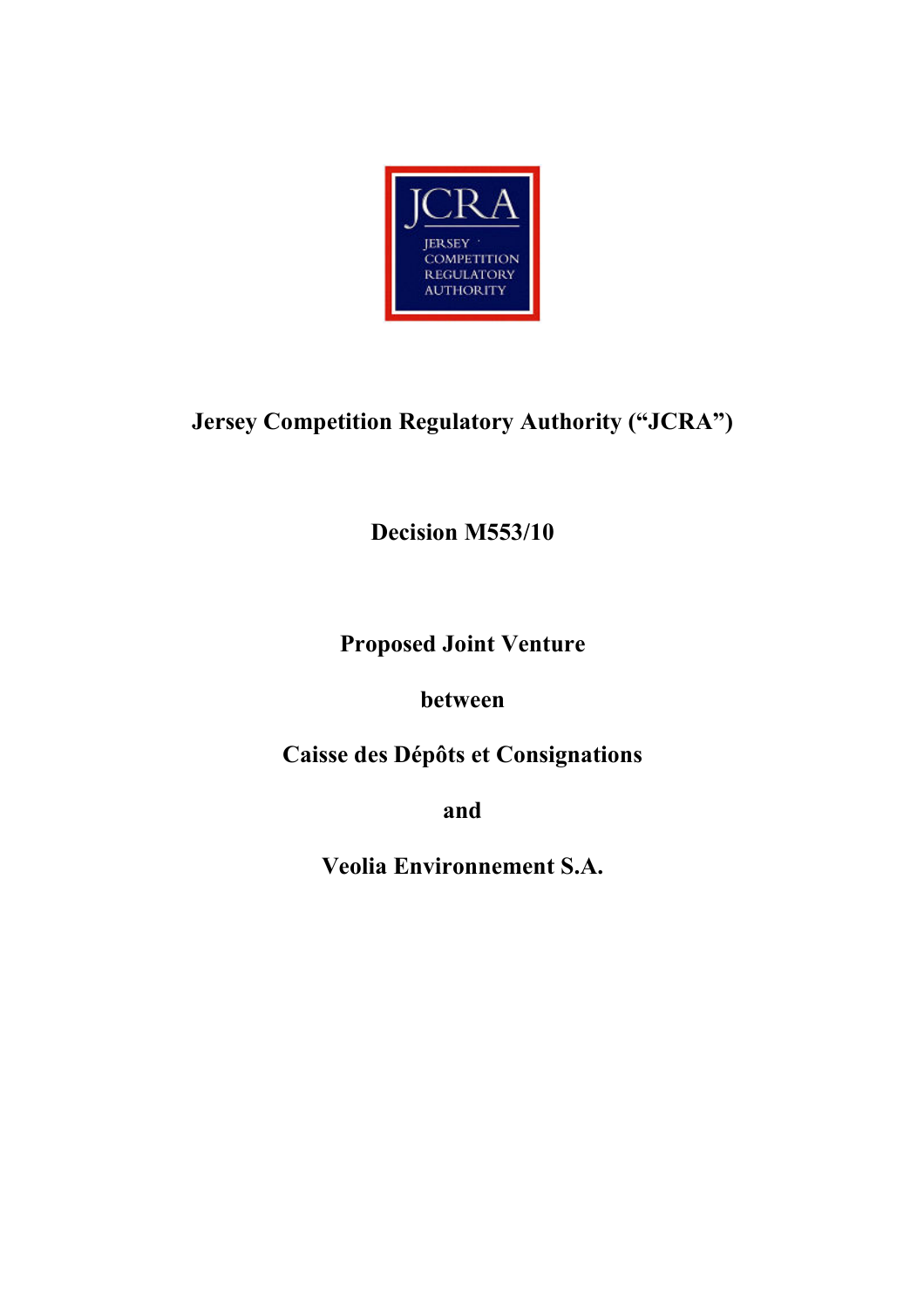JCRA

JERSEY COMPETITION REGULATORY AUTHORITY

**Jersey Competition Regulatory Authority (“JCRA”)**

**Decision M553/10**

**Proposed Joint Venture**

**between**

**Caisse des Dépôts et Consignations**

**and**

**Veolia Environnement S.A.**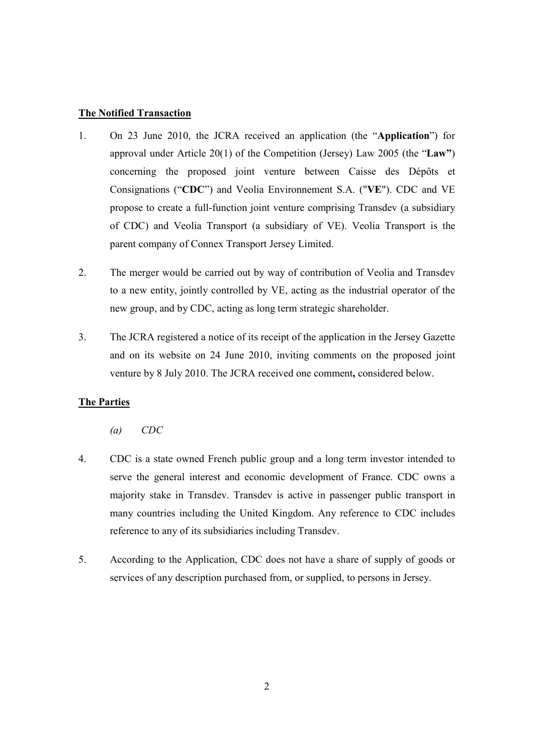**The Notified Transaction**

1. On 23 June 2010, the JCRA received an application (the "**Application**") for approval under Article 20(1) of the Competition (Jersey) Law 2005 (the "**Law"**) concerning the proposed joint venture between Caisse des Dépôts et Consignations ("**CDC**") and Veolia Environnement S.A. ("**VE**"). CDC and VE propose to create a full-function joint venture comprising Transdev (a subsidiary of CDC) and Veolia Transport (a subsidiary of VE). Veolia Transport is the parent company of Connex Transport Jersey Limited.

2. The merger would be carried out by way of contribution of Veolia and Transdev to a new entity, jointly controlled by VE, acting as the industrial operator of the new group, and by CDC, acting as long term strategic shareholder.

3. The JCRA registered a notice of its receipt of the application in the Jersey Gazette and on its website on 24 June 2010, inviting comments on the proposed joint venture by 8 July 2010. The JCRA received one comment**,** considered below.

**The Parties**

*(a) CDC*

4. CDC is a state owned French public group and a long term investor intended to serve the general interest and economic development of France. CDC owns a majority stake in Transdev. Transdev is active in passenger public transport in many countries including the United Kingdom. Any reference to CDC includes reference to any of its subsidiaries including Transdev.

5. According to the Application, CDC does not have a share of supply of goods or services of any description purchased from, or supplied, to persons in Jersey.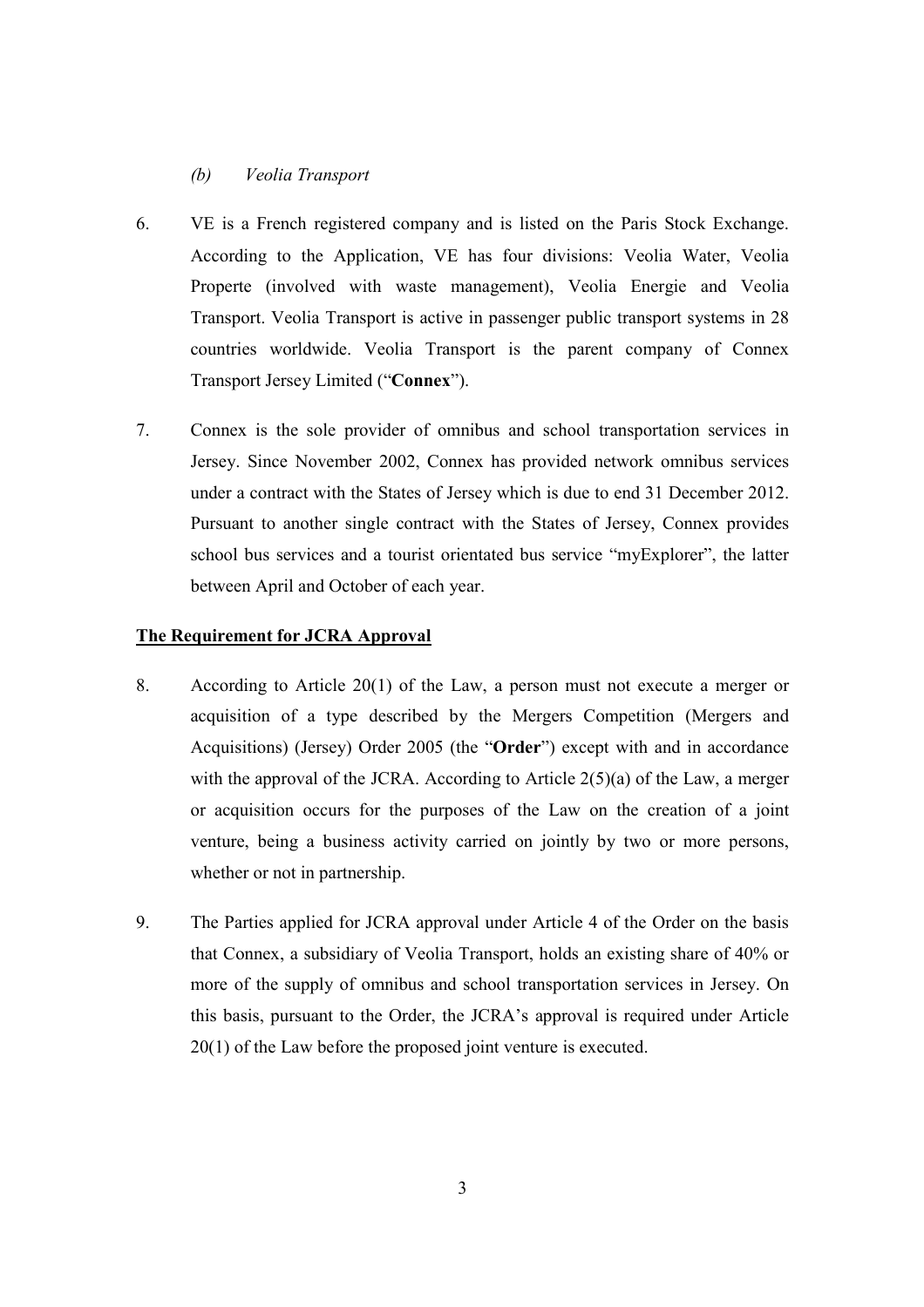*(b) Veolia Transport*

6. VE is a French registered company and is listed on the Paris Stock Exchange. According to the Application, VE has four divisions: Veolia Water, Veolia Properte (involved with waste management), Veolia Energie and Veolia Transport. Veolia Transport is active in passenger public transport systems in 28 countries worldwide. Veolia Transport is the parent company of Connex Transport Jersey Limited ("**Connex**").

7. Connex is the sole provider of omnibus and school transportation services in Jersey. Since November 2002, Connex has provided network omnibus services under a contract with the States of Jersey which is due to end 31 December 2012. Pursuant to another single contract with the States of Jersey, Connex provides school bus services and a tourist orientated bus service "myExplorer", the latter between April and October of each year.

## The Requirement for JCRA Approval

8. According to Article 20(1) of the Law, a person must not execute a merger or acquisition of a type described by the Mergers Competition (Mergers and Acquisitions) (Jersey) Order 2005 (the "**Order**") except with and in accordance with the approval of the JCRA. According to Article 2(5)(a) of the Law, a merger or acquisition occurs for the purposes of the Law on the creation of a joint venture, being a business activity carried on jointly by two or more persons, whether or not in partnership.

9. The Parties applied for JCRA approval under Article 4 of the Order on the basis that Connex, a subsidiary of Veolia Transport, holds an existing share of 40% or more of the supply of omnibus and school transportation services in Jersey. On this basis, pursuant to the Order, the JCRA's approval is required under Article 20(1) of the Law before the proposed joint venture is executed.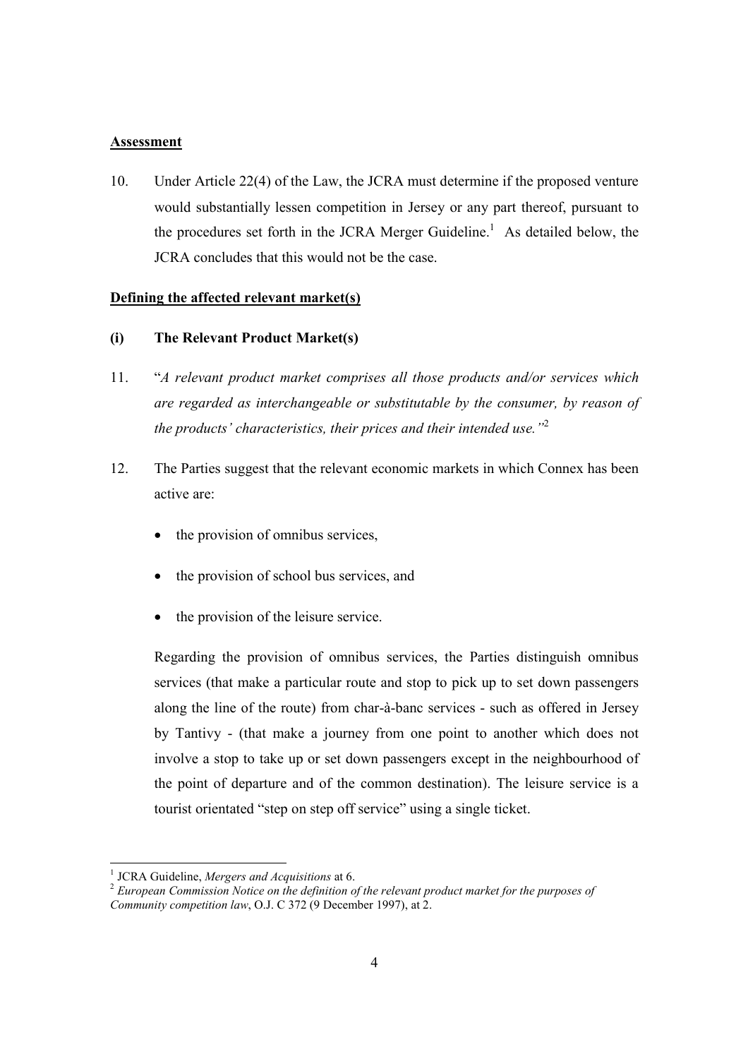**Assessment**

10. Under Article 22(4) of the Law, the JCRA must determine if the proposed venture would substantially lessen competition in Jersey or any part thereof, pursuant to the procedures set forth in the JCRA Merger Guideline.[1] As detailed below, the JCRA concludes that this would not be the case.

**Defining the affected relevant market(s)**

**(i) The Relevant Product Market(s)**

11. "*A relevant product market comprises all those products and/or services which are regarded as interchangeable or substitutable by the consumer, by reason of the products' characteristics, their prices and their intended use.*"[2]

12. The Parties suggest that the relevant economic markets in which Connex has been active are:

- the provision of omnibus services,
- the provision of school bus services, and
- the provision of the leisure service.

Regarding the provision of omnibus services, the Parties distinguish omnibus services (that make a particular route and stop to pick up to set down passengers along the line of the route) from char-à-banc services - such as offered in Jersey by Tantivy - (that make a journey from one point to another which does not involve a stop to take up or set down passengers except in the neighbourhood of the point of departure and of the common destination). The leisure service is a tourist orientated "step on step off service" using a single ticket.

---

[1] JCRA Guideline, *Mergers and Acquisitions* at 6.

[2] *European Commission Notice on the definition of the relevant product market for the purposes of Community competition law*, O.J. C 372 (9 December 1997), at 2.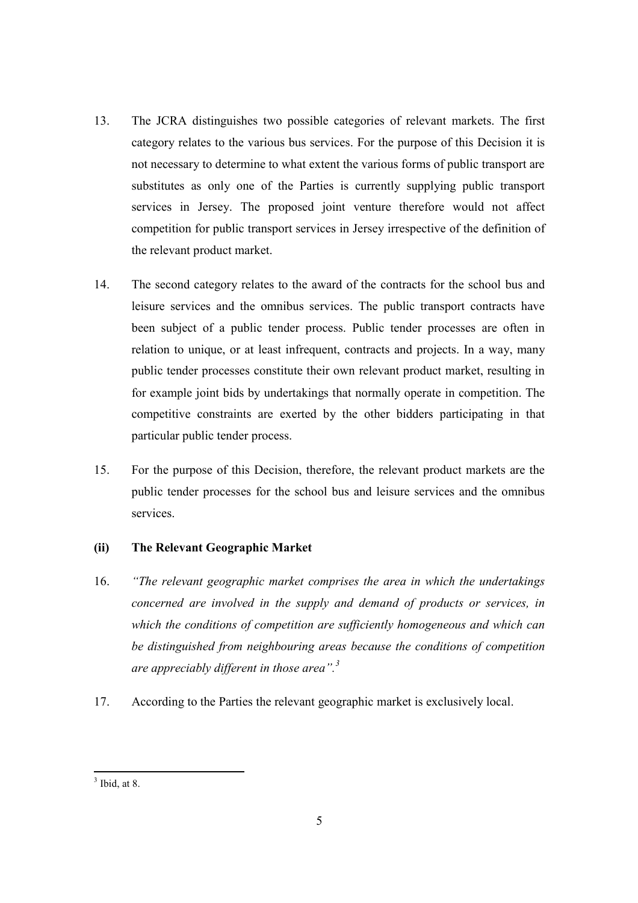13. The JCRA distinguishes two possible categories of relevant markets. The first category relates to the various bus services. For the purpose of this Decision it is not necessary to determine to what extent the various forms of public transport are substitutes as only one of the Parties is currently supplying public transport services in Jersey. The proposed joint venture therefore would not affect competition for public transport services in Jersey irrespective of the definition of the relevant product market.

14. The second category relates to the award of the contracts for the school bus and leisure services and the omnibus services. The public transport contracts have been subject of a public tender process. Public tender processes are often in relation to unique, or at least infrequent, contracts and projects. In a way, many public tender processes constitute their own relevant product market, resulting in for example joint bids by undertakings that normally operate in competition. The competitive constraints are exerted by the other bidders participating in that particular public tender process.

15. For the purpose of this Decision, therefore, the relevant product markets are the public tender processes for the school bus and leisure services and the omnibus services.

### (ii) The Relevant Geographic Market

16. *"The relevant geographic market comprises the area in which the undertakings concerned are involved in the supply and demand of products or services, in which the conditions of competition are sufficiently homogeneous and which can be distinguished from neighbouring areas because the conditions of competition are appreciably different in those area".*[3]

17. According to the Parties the relevant geographic market is exclusively local.

---

[3] Ibid, at 8.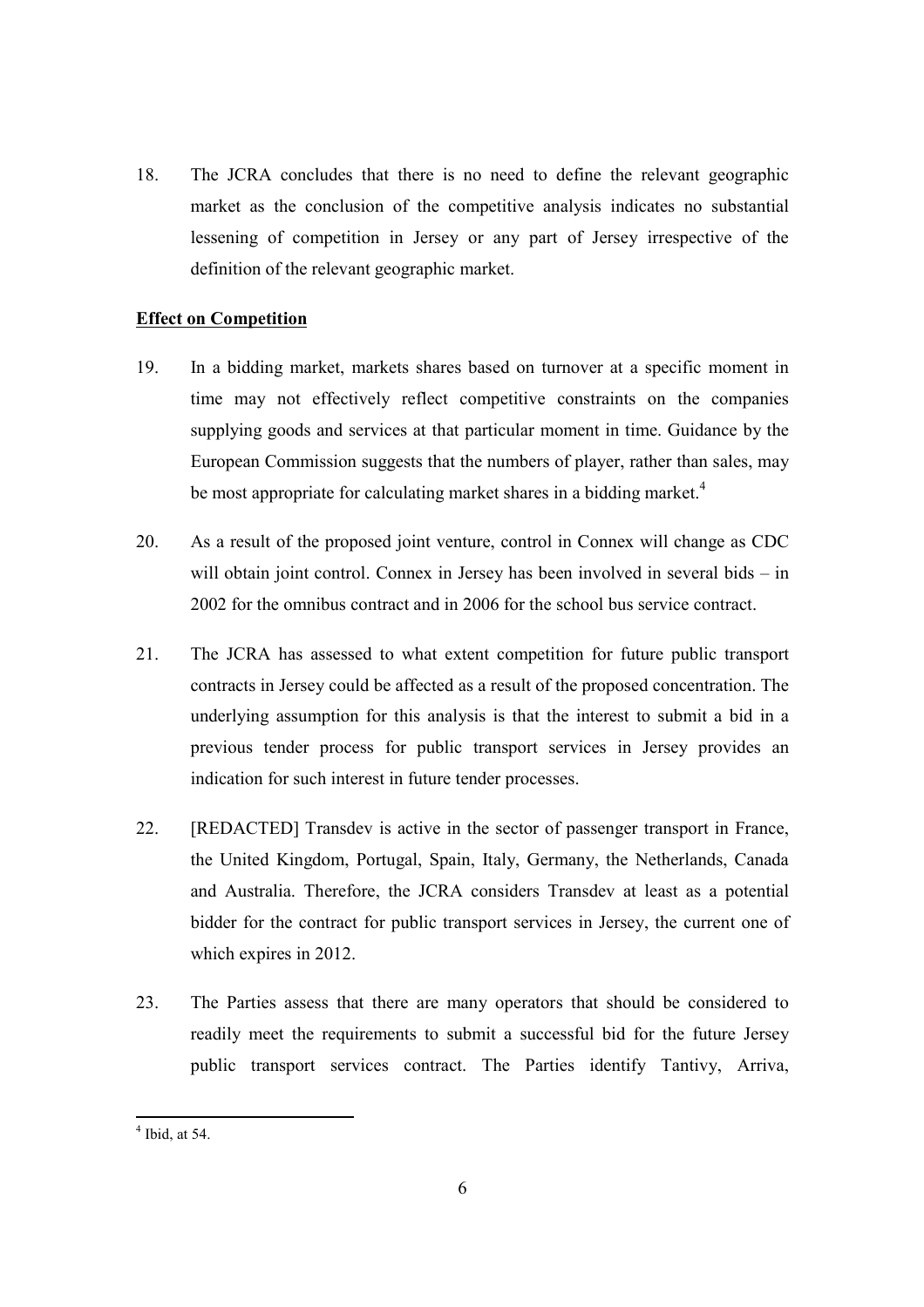18. The JCRA concludes that there is no need to define the relevant geographic market as the conclusion of the competitive analysis indicates no substantial lessening of competition in Jersey or any part of Jersey irrespective of the definition of the relevant geographic market.

**Effect on Competition**

19. In a bidding market, markets shares based on turnover at a specific moment in time may not effectively reflect competitive constraints on the companies supplying goods and services at that particular moment in time. Guidance by the European Commission suggests that the numbers of player, rather than sales, may be most appropriate for calculating market shares in a bidding market.[4]

20. As a result of the proposed joint venture, control in Connex will change as CDC will obtain joint control. Connex in Jersey has been involved in several bids – in 2002 for the omnibus contract and in 2006 for the school bus service contract.

21. The JCRA has assessed to what extent competition for future public transport contracts in Jersey could be affected as a result of the proposed concentration. The underlying assumption for this analysis is that the interest to submit a bid in a previous tender process for public transport services in Jersey provides an indication for such interest in future tender processes.

22. [REDACTED] Transdev is active in the sector of passenger transport in France, the United Kingdom, Portugal, Spain, Italy, Germany, the Netherlands, Canada and Australia. Therefore, the JCRA considers Transdev at least as a potential bidder for the contract for public transport services in Jersey, the current one of which expires in 2012.

23. The Parties assess that there are many operators that should be considered to readily meet the requirements to submit a successful bid for the future Jersey public transport services contract. The Parties identify Tantivy, Arriva,

[4] Ibid, at 54.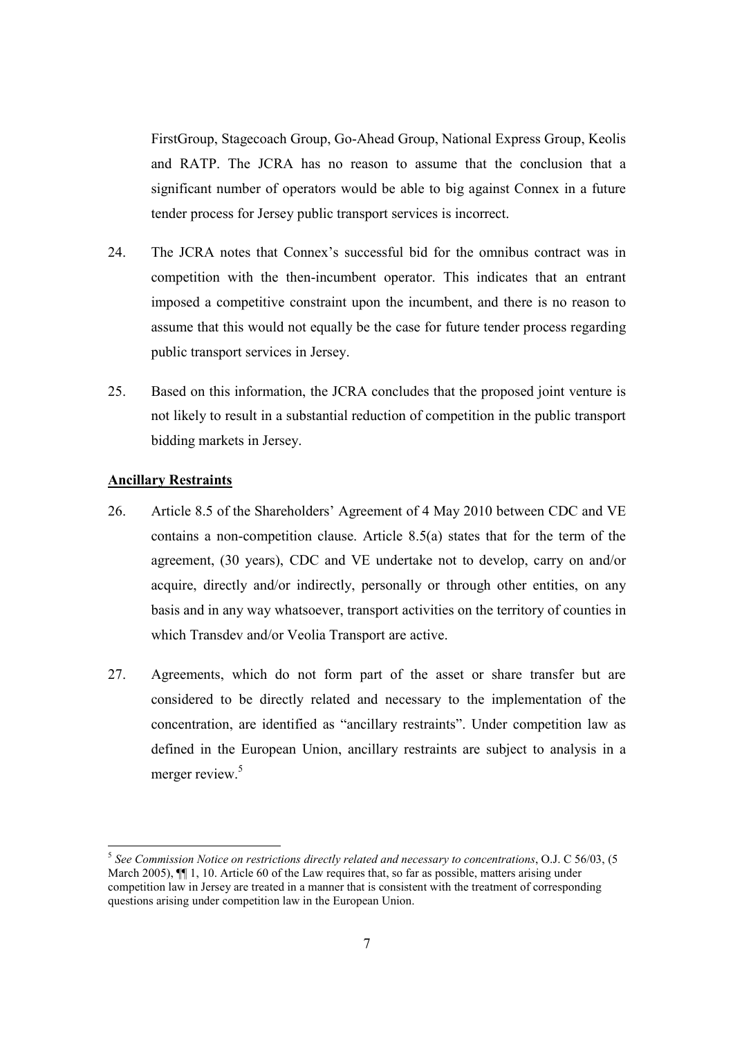FirstGroup, Stagecoach Group, Go-Ahead Group, National Express Group, Keolis and RATP. The JCRA has no reason to assume that the conclusion that a significant number of operators would be able to big against Connex in a future tender process for Jersey public transport services is incorrect.

24. The JCRA notes that Connex's successful bid for the omnibus contract was in competition with the then-incumbent operator. This indicates that an entrant imposed a competitive constraint upon the incumbent, and there is no reason to assume that this would not equally be the case for future tender process regarding public transport services in Jersey.

25. Based on this information, the JCRA concludes that the proposed joint venture is not likely to result in a substantial reduction of competition in the public transport bidding markets in Jersey.

**Ancillary Restraints**

26. Article 8.5 of the Shareholders' Agreement of 4 May 2010 between CDC and VE contains a non-competition clause. Article 8.5(a) states that for the term of the agreement, (30 years), CDC and VE undertake not to develop, carry on and/or acquire, directly and/or indirectly, personally or through other entities, on any basis and in any way whatsoever, transport activities on the territory of counties in which Transdev and/or Veolia Transport are active.

27. Agreements, which do not form part of the asset or share transfer but are considered to be directly related and necessary to the implementation of the concentration, are identified as "ancillary restraints". Under competition law as defined in the European Union, ancillary restraints are subject to analysis in a merger review.[5]

---

[5] *See Commission Notice on restrictions directly related and necessary to concentrations*, O.J. C 56/03, (5 March 2005), ¶¶ 1, 10. Article 60 of the Law requires that, so far as possible, matters arising under competition law in Jersey are treated in a manner that is consistent with the treatment of corresponding questions arising under competition law in the European Union.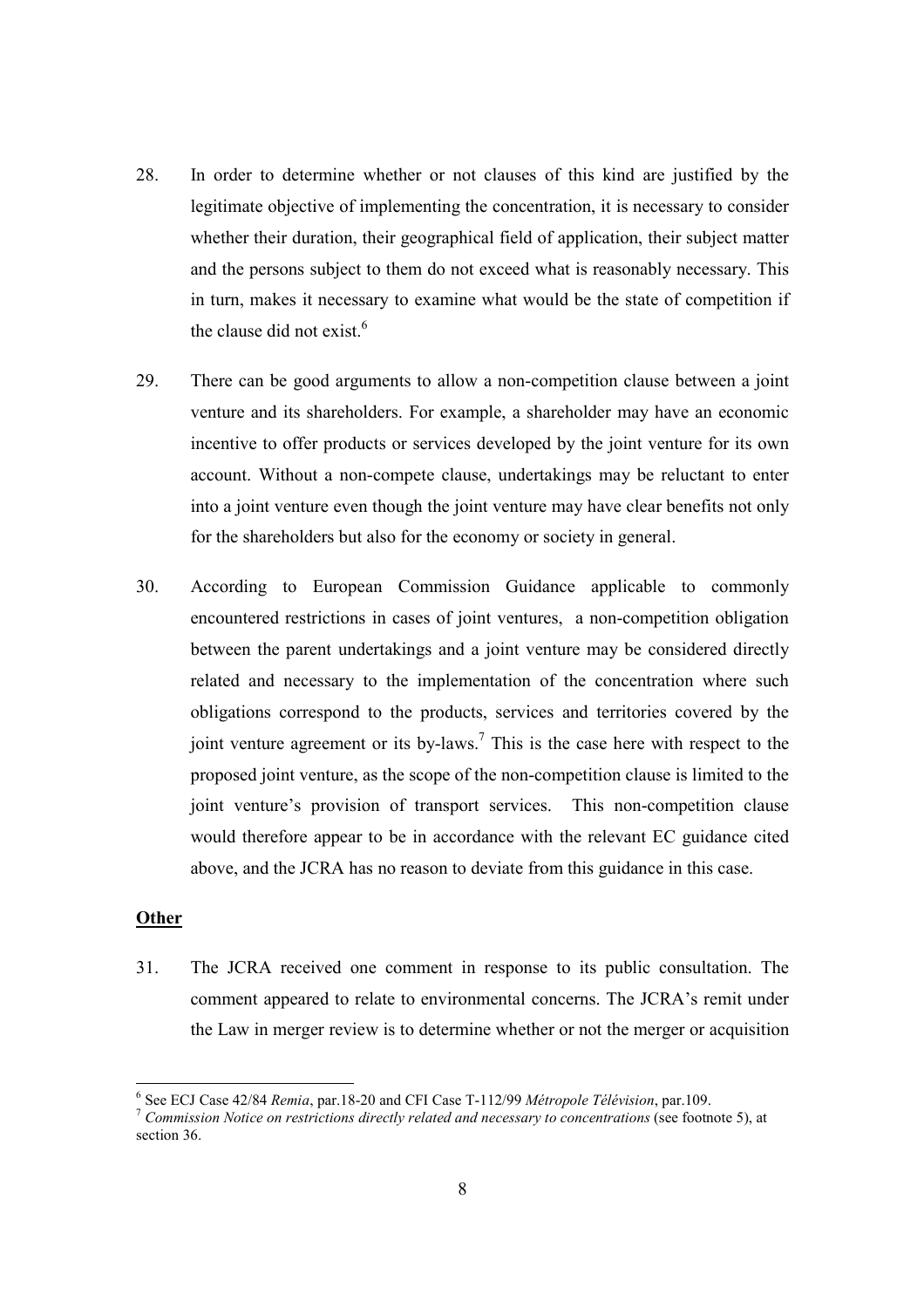28. In order to determine whether or not clauses of this kind are justified by the legitimate objective of implementing the concentration, it is necessary to consider whether their duration, their geographical field of application, their subject matter and the persons subject to them do not exceed what is reasonably necessary. This in turn, makes it necessary to examine what would be the state of competition if the clause did not exist.[6]

29. There can be good arguments to allow a non-competition clause between a joint venture and its shareholders. For example, a shareholder may have an economic incentive to offer products or services developed by the joint venture for its own account. Without a non-compete clause, undertakings may be reluctant to enter into a joint venture even though the joint venture may have clear benefits not only for the shareholders but also for the economy or society in general.

30. According to European Commission Guidance applicable to commonly encountered restrictions in cases of joint ventures, a non-competition obligation between the parent undertakings and a joint venture may be considered directly related and necessary to the implementation of the concentration where such obligations correspond to the products, services and territories covered by the joint venture agreement or its by-laws.[7] This is the case here with respect to the proposed joint venture, as the scope of the non-competition clause is limited to the joint venture's provision of transport services. This non-competition clause would therefore appear to be in accordance with the relevant EC guidance cited above, and the JCRA has no reason to deviate from this guidance in this case.

**Other**

31. The JCRA received one comment in response to its public consultation. The comment appeared to relate to environmental concerns. The JCRA's remit under the Law in merger review is to determine whether or not the merger or acquisition

[6] See ECJ Case 42/84 *Remia*, par.18-20 and CFI Case T-112/99 *Métropole Télévision*, par.109.

[7] *Commission Notice on restrictions directly related and necessary to concentrations* (see footnote 5), at section 36.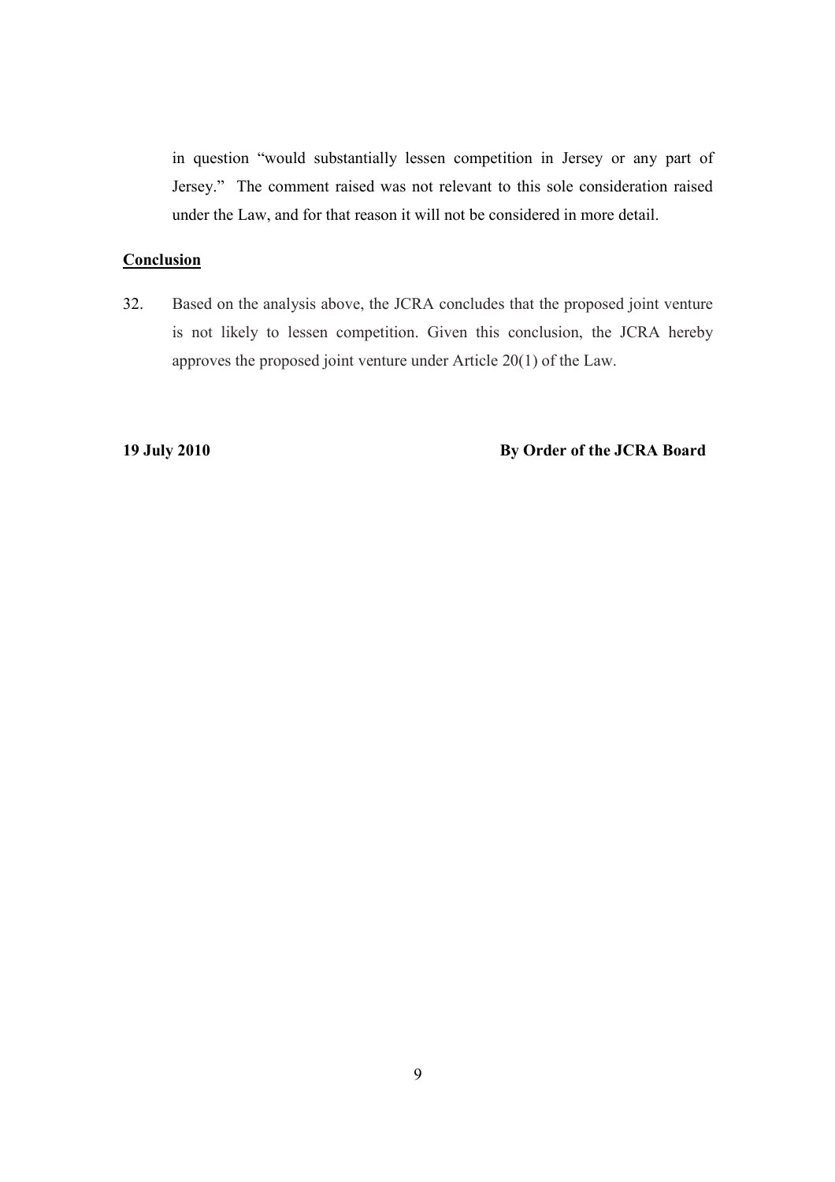in question "would substantially lessen competition in Jersey or any part of Jersey." The comment raised was not relevant to this sole consideration raised under the Law, and for that reason it will not be considered in more detail.

## Conclusion

32. Based on the analysis above, the JCRA concludes that the proposed joint venture is not likely to lessen competition. Given this conclusion, the JCRA hereby approves the proposed joint venture under Article 20(1) of the Law.

**19 July 2010** **By Order of the JCRA Board**